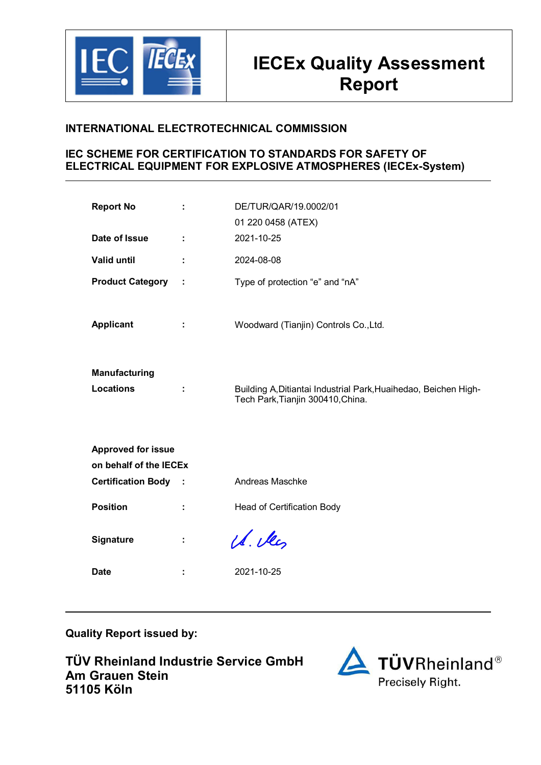# IECEx Quality Assessment Report

**INTERNATIONAL ELECTROTECHNICAL COMMISSION**

**IEC SCHEME FOR CERTIFICATION TO STANDARDS FOR SAFETY OF ELECTRICAL EQUIPMENT FOR EXPLOSIVE ATMOSPHERES (IECEx-System)**

| | | |
|---|---|---|
| **Report No** | : | DE/TUR/QAR/19.0002/01<br>01 220 0458 (ATEX) |
| **Date of Issue** | : | 2021-10-25 |
| **Valid until** | : | 2024-08-08 |
| **Product Category** | : | Type of protection "e" and "nA" |
| **Applicant** | : | Woodward (Tianjin) Controls Co.,Ltd. |
| **Manufacturing Locations** | : | Building A,Ditiantai Industrial Park,Huaihedao, Beichen High-Tech Park,Tianjin 300410,China. |
| **Approved for issue on behalf of the IECEx Certification Body** | : | Andreas Maschke |
| **Position** | : | Head of Certification Body |
| **Signature** | : | |
| **Date** | : | 2021-10-25 |

**Quality Report issued by:**

**TÜV Rheinland Industrie Service GmbH**
**Am Grauen Stein**
**51105 Köln**

TÜVRheinland®
Precisely Right.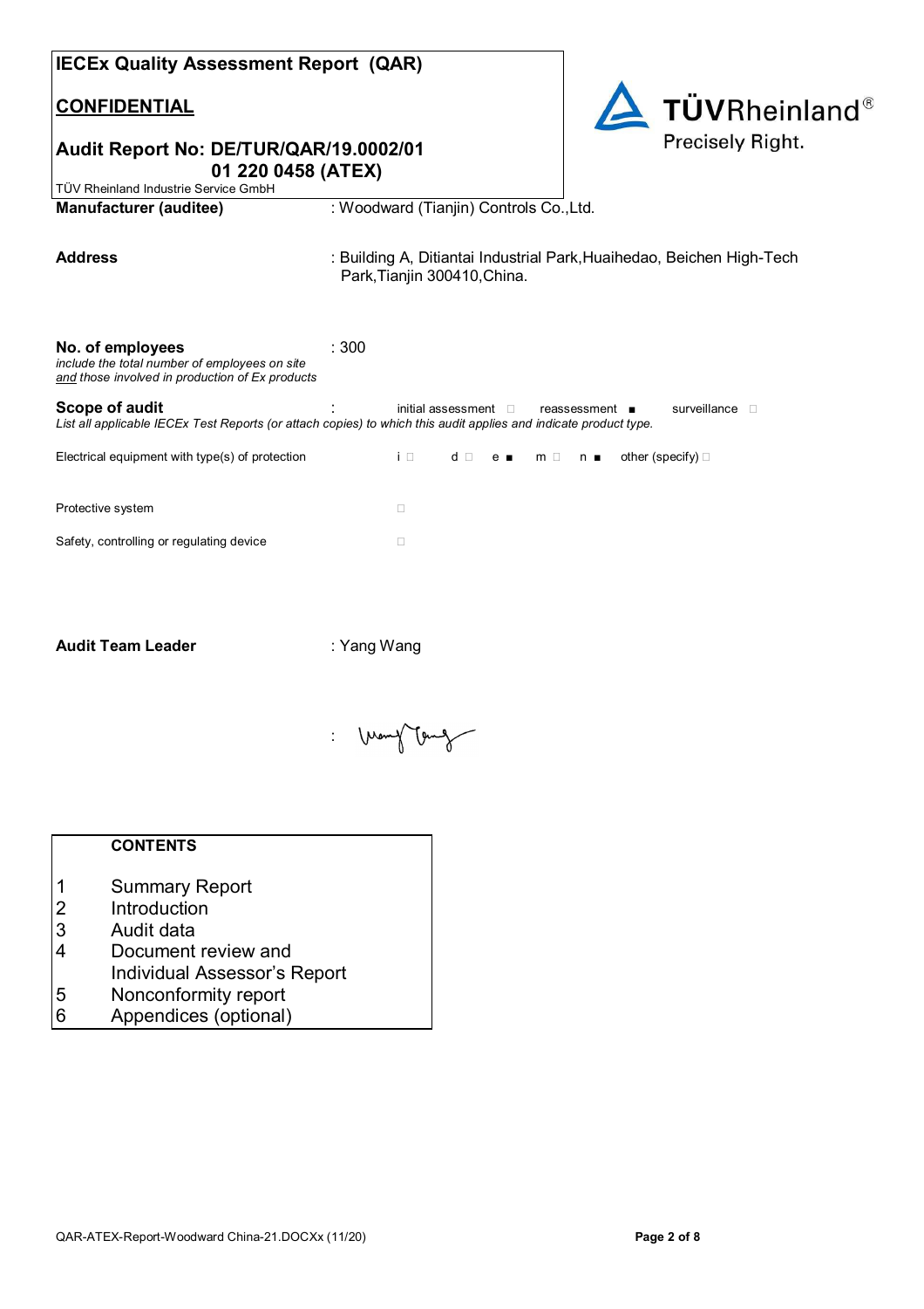# IECEx Quality Assessment Report (QAR)

## CONFIDENTIAL

## Audit Report No: DE/TUR/QAR/19.0002/01
## 01 220 0458 (ATEX)

TÜV Rheinland Industrie Service GmbH

TÜVRheinland®
Precisely Right.

**Manufacturer (auditee)** : Woodward (Tianjin) Controls Co.,Ltd.

**Address** : Building A, Ditiantai Industrial Park,Huaihedao, Beichen High-Tech Park,Tianjin 300410,China.

**No. of employees** : 300
*include the total number of employees on site and those involved in production of Ex products*

**Scope of audit** : initial assessment ☐ reassessment ■ surveillance ☐
*List all applicable IECEx Test Reports (or attach copies) to which this audit applies and indicate product type.*

Electrical equipment with type(s) of protection i ☐ d ☐ e ■ m ☐ n ■ other (specify) ☐

Protective system ☐

Safety, controlling or regulating device ☐

**Audit Team Leader** : Yang Wang

: [signature]

| | CONTENTS |
|---|---|
| 1 | Summary Report |
| 2 | Introduction |
| 3 | Audit data |
| 4 | Document review and Individual Assessor's Report |
| 5 | Nonconformity report |
| 6 | Appendices (optional) |

QAR-ATEX-Report-Woodward China-21.DOCXx (11/20)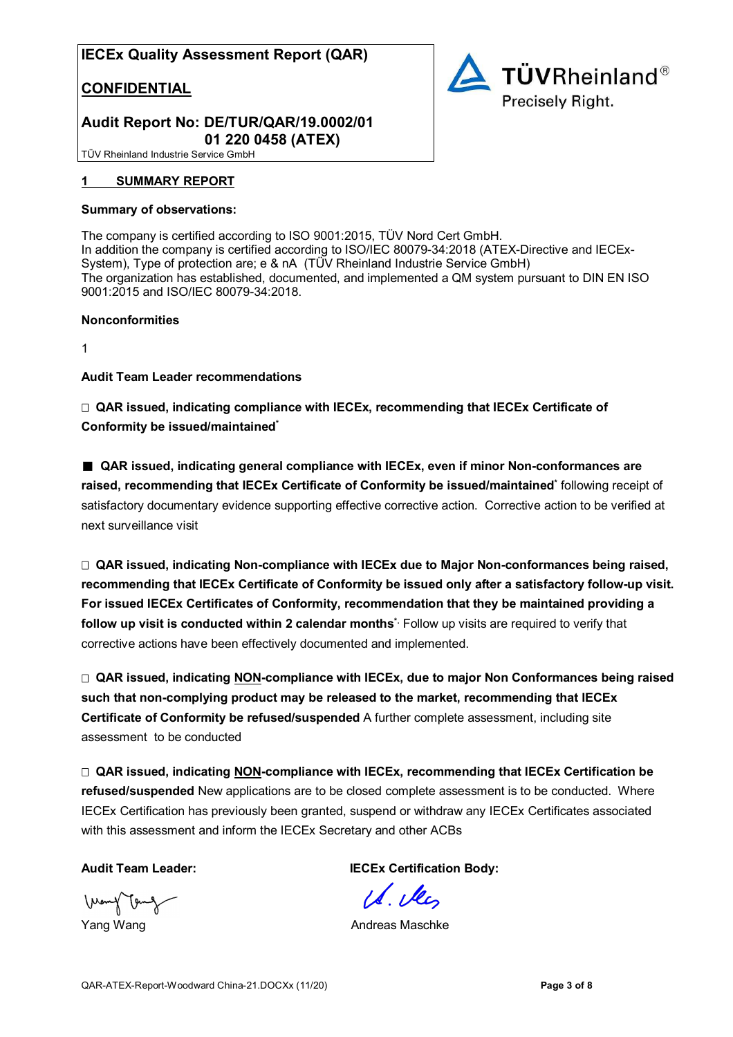**IECEx Quality Assessment Report (QAR)**

**CONFIDENTIAL**

**Audit Report No: DE/TUR/QAR/19.0002/01**
**01 220 0458 (ATEX)**

TÜV Rheinland Industrie Service GmbH

TÜVRheinland® Precisely Right.

## 1 SUMMARY REPORT

**Summary of observations:**

The company is certified according to ISO 9001:2015, TÜV Nord Cert GmbH.
In addition the company is certified according to ISO/IEC 80079-34:2018 (ATEX-Directive and IECEx-System), Type of protection are; e & nA (TÜV Rheinland Industrie Service GmbH)
The organization has established, documented, and implemented a QM system pursuant to DIN EN ISO 9001:2015 and ISO/IEC 80079-34:2018.

**Nonconformities**

1

**Audit Team Leader recommendations**

☐ **QAR issued, indicating compliance with IECEx, recommending that IECEx Certificate of Conformity be issued/maintained***

■ **QAR issued, indicating general compliance with IECEx, even if minor Non-conformances are raised, recommending that IECEx Certificate of Conformity be issued/maintained*** following receipt of satisfactory documentary evidence supporting effective corrective action. Corrective action to be verified at next surveillance visit

☐ **QAR issued, indicating Non-compliance with IECEx due to Major Non-conformances being raised, recommending that IECEx Certificate of Conformity be issued only after a satisfactory follow-up visit. For issued IECEx Certificates of Conformity, recommendation that they be maintained providing a follow up visit is conducted within 2 calendar months***. Follow up visits are required to verify that corrective actions have been effectively documented and implemented.

☐ **QAR issued, indicating NON-compliance with IECEx, due to major Non Conformances being raised such that non-complying product may be released to the market, recommending that IECEx Certificate of Conformity be refused/suspended** A further complete assessment, including site assessment to be conducted

☐ **QAR issued, indicating NON-compliance with IECEx, recommending that IECEx Certification be refused/suspended** New applications are to be closed complete assessment is to be conducted. Where IECEx Certification has previously been granted, suspend or withdraw any IECEx Certificates associated with this assessment and inform the IECEx Secretary and other ACBs

**Audit Team Leader:**

Yang Wang

**IECEx Certification Body:**

Andreas Maschke

QAR-ATEX-Report-Woodward China-21.DOCXx (11/20)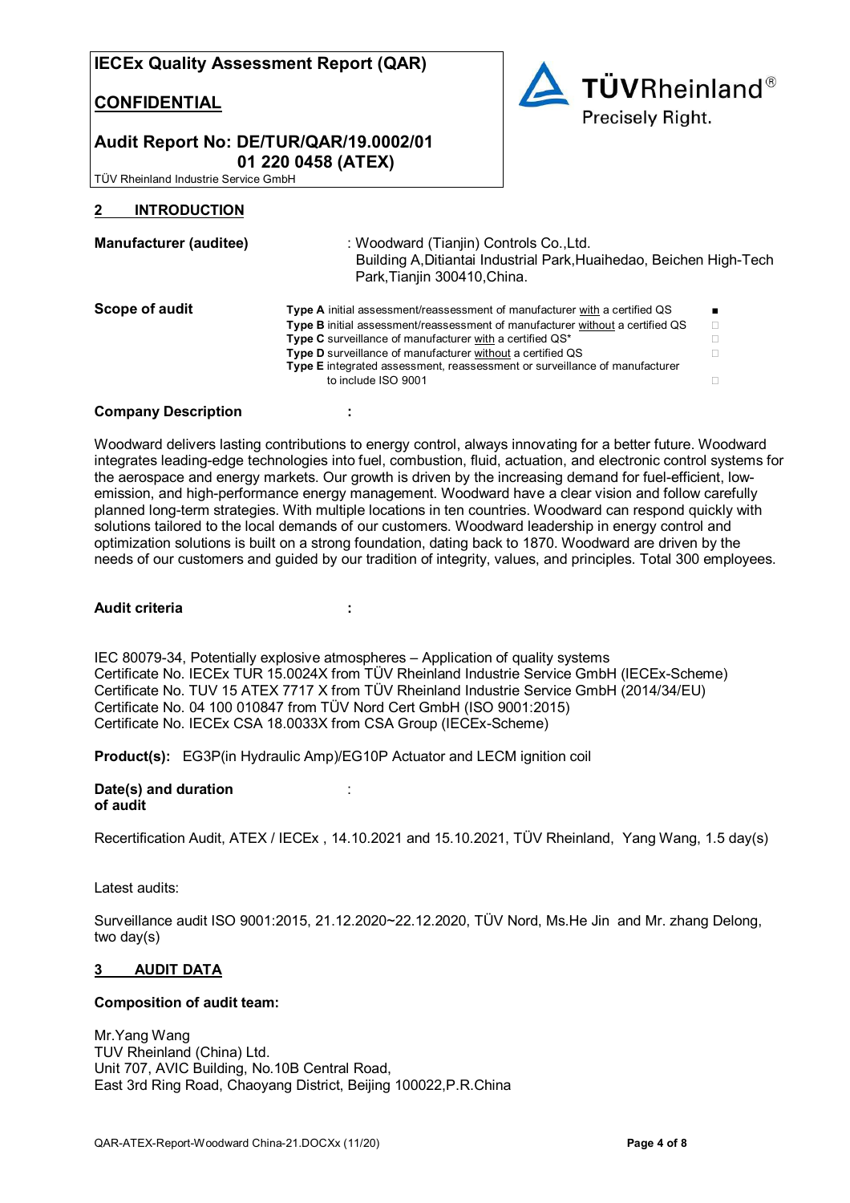**IECEx Quality Assessment Report (QAR)**

**CONFIDENTIAL**

**Audit Report No: DE/TUR/QAR/19.0002/01**
**01 220 0458 (ATEX)**

TÜV Rheinland Industrie Service GmbH

TÜVRheinland®
Precisely Right.

## 2 INTRODUCTION

**Manufacturer (auditee)** : Woodward (Tianjin) Controls Co.,Ltd.
Building A,Ditiantai Industrial Park,Huaihedao, Beichen High-Tech Park,Tianjin 300410,China.

**Scope of audit**

| | |
|---|---|
| **Type A** initial assessment/reassessment of manufacturer with a certified QS | ■ |
| **Type B** initial assessment/reassessment of manufacturer without a certified QS | □ |
| **Type C** surveillance of manufacturer with a certified QS* | □ |
| **Type D** surveillance of manufacturer without a certified QS | □ |
| **Type E** integrated assessment, reassessment or surveillance of manufacturer to include ISO 9001 | □ |

**Company Description** :

Woodward delivers lasting contributions to energy control, always innovating for a better future. Woodward integrates leading-edge technologies into fuel, combustion, fluid, actuation, and electronic control systems for the aerospace and energy markets. Our growth is driven by the increasing demand for fuel-efficient, low-emission, and high-performance energy management. Woodward have a clear vision and follow carefully planned long-term strategies. With multiple locations in ten countries. Woodward can respond quickly with solutions tailored to the local demands of our customers. Woodward leadership in energy control and optimization solutions is built on a strong foundation, dating back to 1870. Woodward are driven by the needs of our customers and guided by our tradition of integrity, values, and principles. Total 300 employees.

**Audit criteria** :

IEC 80079-34, Potentially explosive atmospheres – Application of quality systems
Certificate No. IECEx TUR 15.0024X from TÜV Rheinland Industrie Service GmbH (IECEx-Scheme)
Certificate No. TUV 15 ATEX 7717 X from TÜV Rheinland Industrie Service GmbH (2014/34/EU)
Certificate No. 04 100 010847 from TÜV Nord Cert GmbH (ISO 9001:2015)
Certificate No. IECEx CSA 18.0033X from CSA Group (IECEx-Scheme)

**Product(s):** EG3P(in Hydraulic Amp)/EG10P Actuator and LECM ignition coil

**Date(s) and duration of audit** :

Recertification Audit, ATEX / IECEx , 14.10.2021 and 15.10.2021, TÜV Rheinland, Yang Wang, 1.5 day(s)

Latest audits:

Surveillance audit ISO 9001:2015, 21.12.2020~22.12.2020, TÜV Nord, Ms.He Jin and Mr. zhang Delong, two day(s)

## 3 AUDIT DATA

**Composition of audit team:**

Mr.Yang Wang
TUV Rheinland (China) Ltd.
Unit 707, AVIC Building, No.10B Central Road,
East 3rd Ring Road, Chaoyang District, Beijing 100022,P.R.China

QAR-ATEX-Report-Woodward China-21.DOCXx (11/20)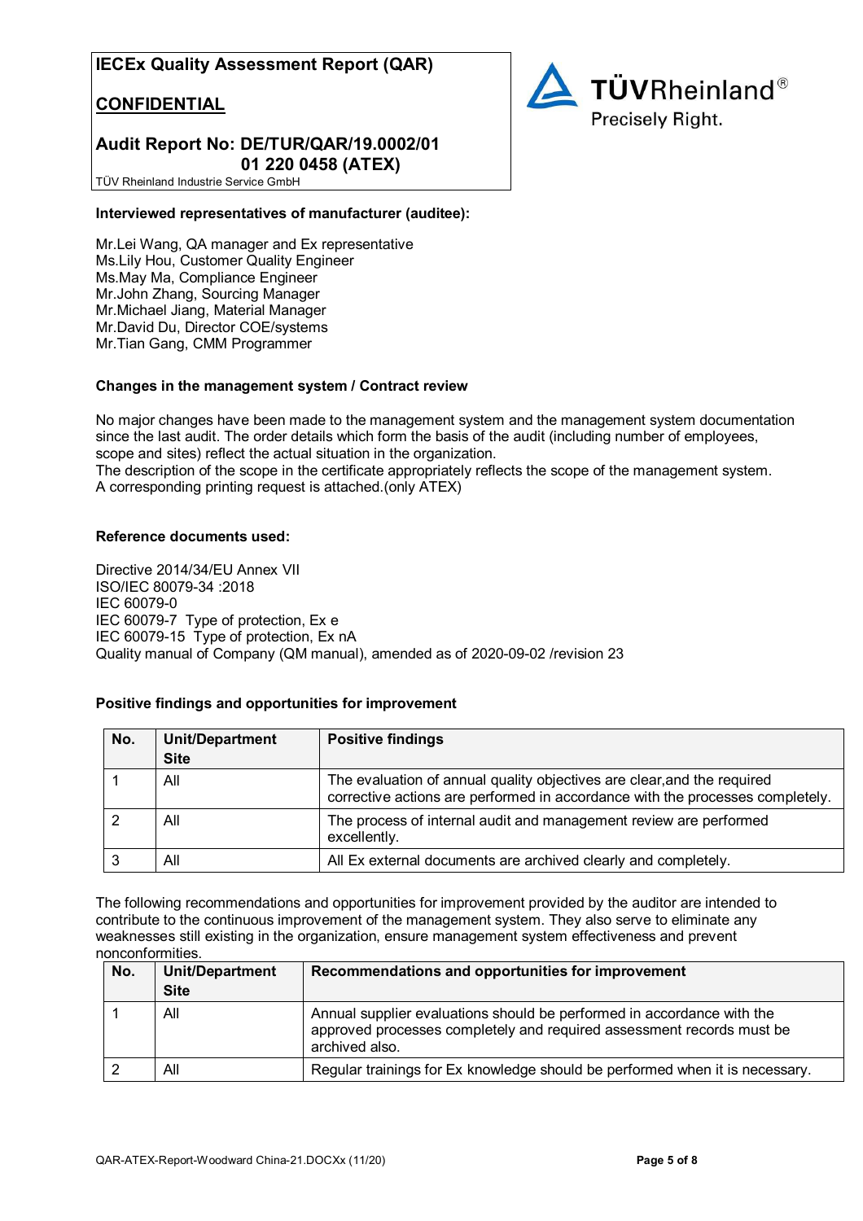**IECEx Quality Assessment Report (QAR)**

**CONFIDENTIAL**

**Audit Report No: DE/TUR/QAR/19.0002/01**
**01 220 0458 (ATEX)**

TÜV Rheinland Industrie Service GmbH

**Interviewed representatives of manufacturer (auditee):**

Mr.Lei Wang, QA manager and Ex representative
Ms.Lily Hou, Customer Quality Engineer
Ms.May Ma, Compliance Engineer
Mr.John Zhang, Sourcing Manager
Mr.Michael Jiang, Material Manager
Mr.David Du, Director COE/systems
Mr.Tian Gang, CMM Programmer

**Changes in the management system / Contract review**

No major changes have been made to the management system and the management system documentation since the last audit. The order details which form the basis of the audit (including number of employees, scope and sites) reflect the actual situation in the organization.
The description of the scope in the certificate appropriately reflects the scope of the management system.
A corresponding printing request is attached.(only ATEX)

**Reference documents used:**

Directive 2014/34/EU Annex VII
ISO/IEC 80079-34 :2018
IEC 60079-0
IEC 60079-7 Type of protection, Ex e
IEC 60079-15 Type of protection, Ex nA
Quality manual of Company (QM manual), amended as of 2020-09-02 /revision 23

**Positive findings and opportunities for improvement**

| No. | Unit/Department Site | Positive findings |
|---|---|---|
| 1 | All | The evaluation of annual quality objectives are clear,and the required corrective actions are performed in accordance with the processes completely. |
| 2 | All | The process of internal audit and management review are performed excellently. |
| 3 | All | All Ex external documents are archived clearly and completely. |

The following recommendations and opportunities for improvement provided by the auditor are intended to contribute to the continuous improvement of the management system. They also serve to eliminate any weaknesses still existing in the organization, ensure management system effectiveness and prevent nonconformities.

| No. | Unit/Department Site | Recommendations and opportunities for improvement |
|---|---|---|
| 1 | All | Annual supplier evaluations should be performed in accordance with the approved processes completely and required assessment records must be archived also. |
| 2 | All | Regular trainings for Ex knowledge should be performed when it is necessary. |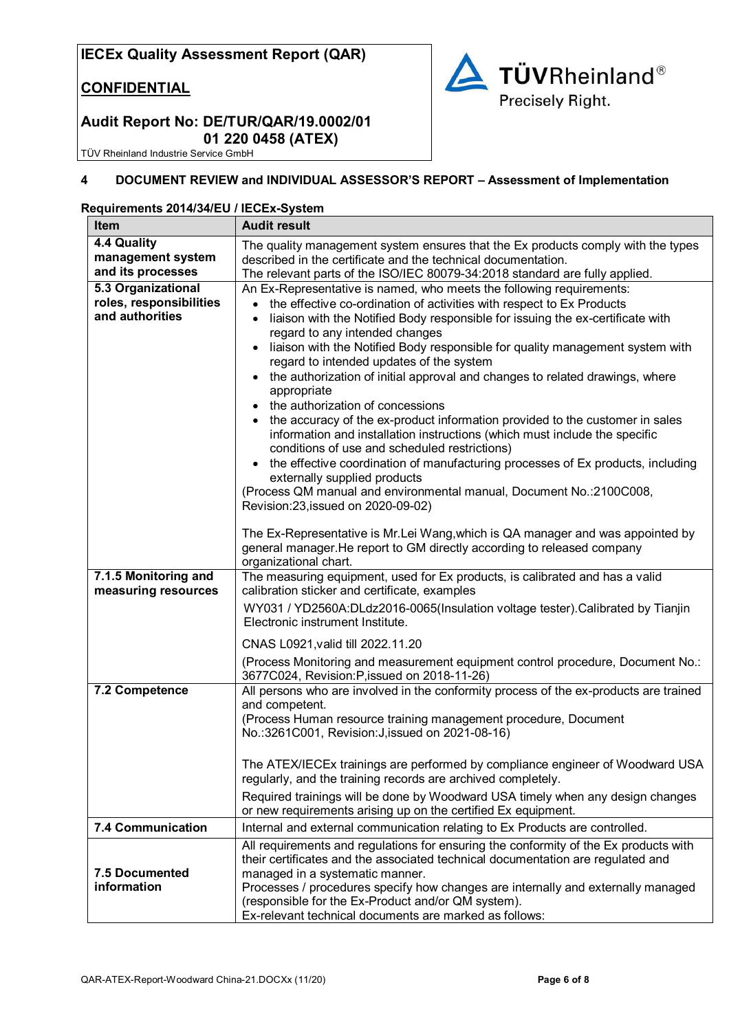## 4 DOCUMENT REVIEW and INDIVIDUAL ASSESSOR'S REPORT – Assessment of Implementation

**Requirements 2014/34/EU / IECEx-System**

| Item | Audit result |
|---|---|
| **4.4 Quality management system and its processes** | The quality management system ensures that the Ex products comply with the types described in the certificate and the technical documentation.<br>The relevant parts of the ISO/IEC 80079-34:2018 standard are fully applied. |
| **5.3 Organizational roles, responsibilities and authorities** | An Ex-Representative is named, who meets the following requirements:<br>• the effective co-ordination of activities with respect to Ex Products<br>• liaison with the Notified Body responsible for issuing the ex-certificate with regard to any intended changes<br>• liaison with the Notified Body responsible for quality management system with regard to intended updates of the system<br>• the authorization of initial approval and changes to related drawings, where appropriate<br>• the authorization of concessions<br>• the accuracy of the ex-product information provided to the customer in sales information and installation instructions (which must include the specific conditions of use and scheduled restrictions)<br>• the effective coordination of manufacturing processes of Ex products, including externally supplied products<br>(Process QM manual and environmental manual, Document No.:2100C008, Revision:23,issued on 2020-09-02)<br><br>The Ex-Representative is Mr.Lei Wang,which is QA manager and was appointed by general manager.He report to GM directly according to released company organizational chart. |
| **7.1.5 Monitoring and measuring resources** | The measuring equipment, used for Ex products, is calibrated and has a valid calibration sticker and certificate, examples<br>WY031 / YD2560A:DLdz2016-0065(Insulation voltage tester).Calibrated by Tianjin Electronic instrument Institute.<br>CNAS L0921,valid till 2022.11.20<br>(Process Monitoring and measurement equipment control procedure, Document No.: 3677C024, Revision:P,issued on 2018-11-26) |
| **7.2 Competence** | All persons who are involved in the conformity process of the ex-products are trained and competent.<br>(Process Human resource training management procedure, Document No.:3261C001, Revision:J,issued on 2021-08-16)<br><br>The ATEX/IECEx trainings are performed by compliance engineer of Woodward USA regularly, and the training records are archived completely.<br>Required trainings will be done by Woodward USA timely when any design changes or new requirements arising up on the certified Ex equipment. |
| **7.4 Communication** | Internal and external communication relating to Ex Products are controlled. |
| **7.5 Documented information** | All requirements and regulations for ensuring the conformity of the Ex products with their certificates and the associated technical documentation are regulated and managed in a systematic manner.<br>Processes / procedures specify how changes are internally and externally managed (responsible for the Ex-Product and/or QM system).<br>Ex-relevant technical documents are marked as follows: |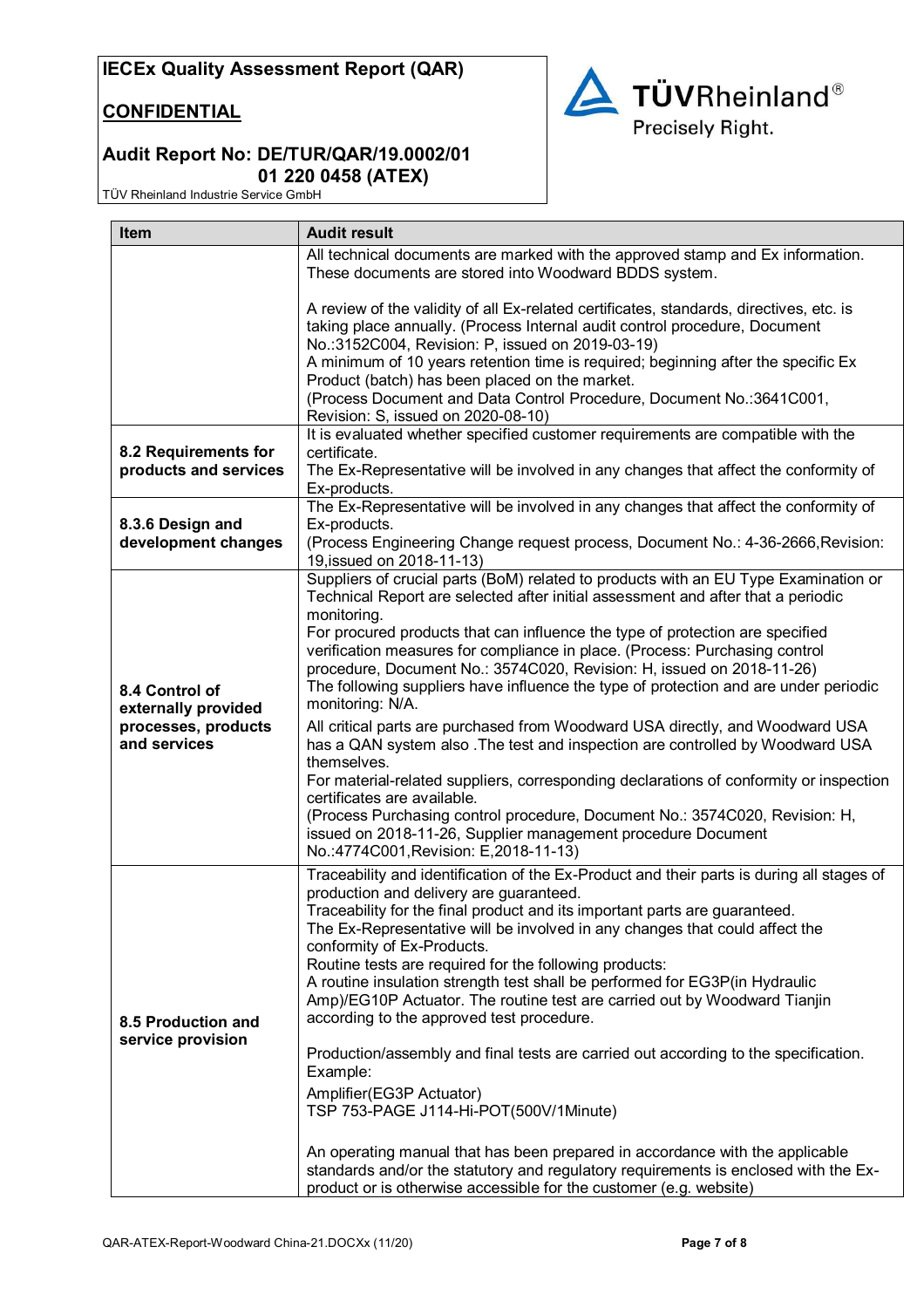| Item | Audit result |
|---|---|
| | All technical documents are marked with the approved stamp and Ex information. These documents are stored into Woodward BDDS system.<br><br>A review of the validity of all Ex-related certificates, standards, directives, etc. is taking place annually. (Process Internal audit control procedure, Document No.:3152C004, Revision: P, issued on 2019-03-19)<br>A minimum of 10 years retention time is required; beginning after the specific Ex Product (batch) has been placed on the market.<br>(Process Document and Data Control Procedure, Document No.:3641C001, Revision: S, issued on 2020-08-10) |
| **8.2 Requirements for products and services** | It is evaluated whether specified customer requirements are compatible with the certificate.<br>The Ex-Representative will be involved in any changes that affect the conformity of Ex-products. |
| **8.3.6 Design and development changes** | The Ex-Representative will be involved in any changes that affect the conformity of Ex-products.<br>(Process Engineering Change request process, Document No.: 4-36-2666,Revision: 19,issued on 2018-11-13) |
| **8.4 Control of externally provided processes, products and services** | Suppliers of crucial parts (BoM) related to products with an EU Type Examination or Technical Report are selected after initial assessment and after that a periodic monitoring.<br>For procured products that can influence the type of protection are specified verification measures for compliance in place. (Process: Purchasing control procedure, Document No.: 3574C020, Revision: H, issued on 2018-11-26)<br>The following suppliers have influence the type of protection and are under periodic monitoring: N/A.<br><br>All critical parts are purchased from Woodward USA directly, and Woodward USA has a QAN system also .The test and inspection are controlled by Woodward USA themselves.<br>For material-related suppliers, corresponding declarations of conformity or inspection certificates are available.<br>(Process Purchasing control procedure, Document No.: 3574C020, Revision: H, issued on 2018-11-26, Supplier management procedure Document No.:4774C001,Revision: E,2018-11-13) |
| **8.5 Production and service provision** | Traceability and identification of the Ex-Product and their parts is during all stages of production and delivery are guaranteed.<br>Traceability for the final product and its important parts are guaranteed.<br>The Ex-Representative will be involved in any changes that could affect the conformity of Ex-Products.<br>Routine tests are required for the following products:<br>A routine insulation strength test shall be performed for EG3P(in Hydraulic Amp)/EG10P Actuator. The routine test are carried out by Woodward Tianjin according to the approved test procedure.<br><br>Production/assembly and final tests are carried out according to the specification. Example:<br>Amplifier(EG3P Actuator)<br>TSP 753-PAGE J114-Hi-POT(500V/1Minute)<br><br>An operating manual that has been prepared in accordance with the applicable standards and/or the statutory and regulatory requirements is enclosed with the Ex-product or is otherwise accessible for the customer (e.g. website) |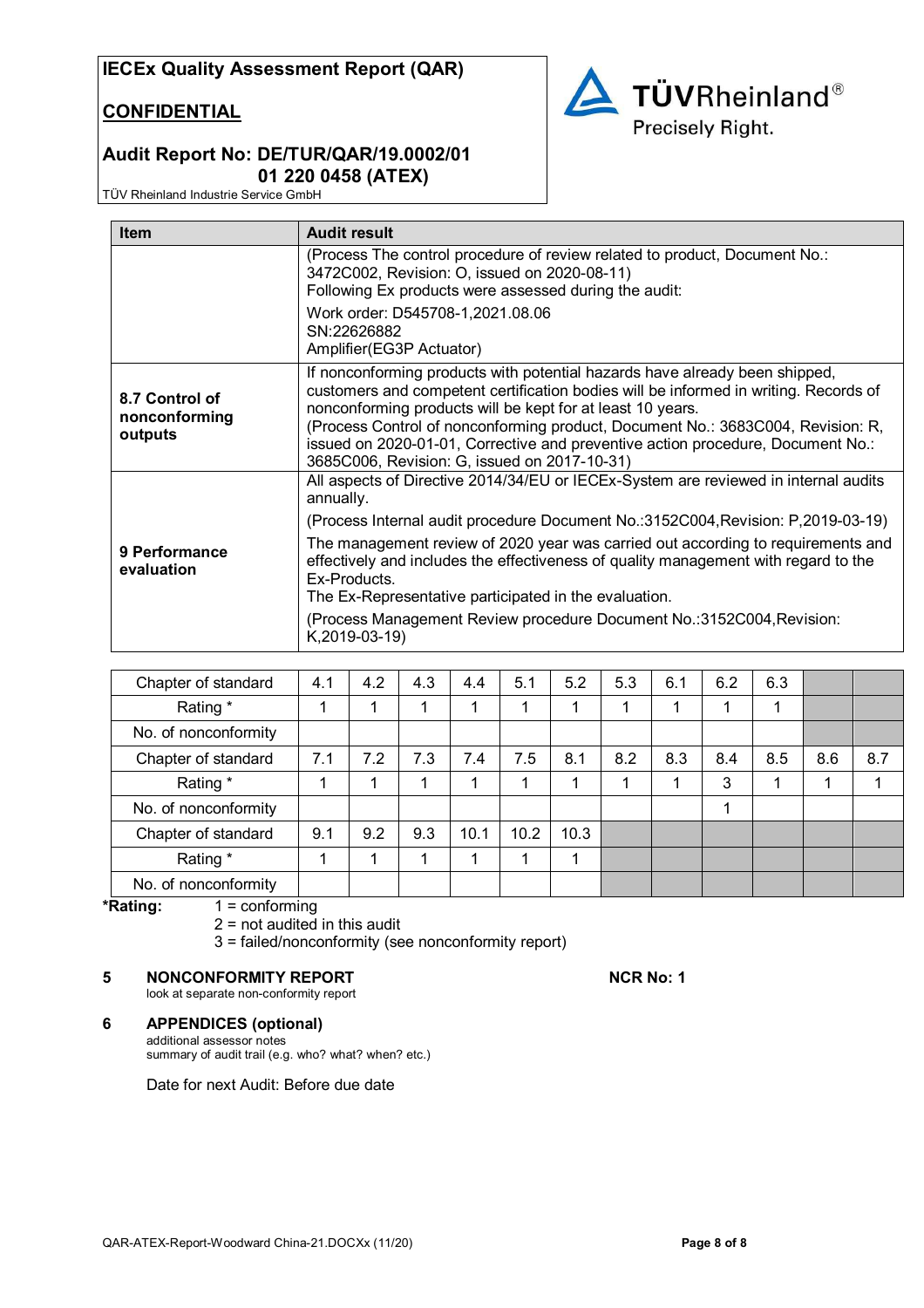**IECEx Quality Assessment Report (QAR)**

**CONFIDENTIAL**

**Audit Report No: DE/TUR/QAR/19.0002/01**
**01 220 0458 (ATEX)**

TÜV Rheinland Industrie Service GmbH

| Item | Audit result |
|---|---|
| | (Process The control procedure of review related to product, Document No.: 3472C002, Revision: O, issued on 2020-08-11)<br>Following Ex products were assessed during the audit:<br>Work order: D545708-1,2021.08.06<br>SN:22626882<br>Amplifier(EG3P Actuator) |
| **8.7 Control of nonconforming outputs** | If nonconforming products with potential hazards have already been shipped, customers and competent certification bodies will be informed in writing. Records of nonconforming products will be kept for at least 10 years.<br>(Process Control of nonconforming product, Document No.: 3683C004, Revision: R, issued on 2020-01-01, Corrective and preventive action procedure, Document No.: 3685C006, Revision: G, issued on 2017-10-31) |
| **9 Performance evaluation** | All aspects of Directive 2014/34/EU or IECEx-System are reviewed in internal audits annually.<br>(Process Internal audit procedure Document No.:3152C004,Revision: P,2019-03-19)<br>The management review of 2020 year was carried out according to requirements and effectively and includes the effectiveness of quality management with regard to the Ex-Products.<br>The Ex-Representative participated in the evaluation.<br>(Process Management Review procedure Document No.:3152C004,Revision: K,2019-03-19) |

| | | | | | | | | | | | | |
|---|---|---|---|---|---|---|---|---|---|---|---|---|
| Chapter of standard | 4.1 | 4.2 | 4.3 | 4.4 | 5.1 | 5.2 | 5.3 | 6.1 | 6.2 | 6.3 | | |
| Rating * | 1 | 1 | 1 | 1 | 1 | 1 | 1 | 1 | 1 | 1 | | |
| No. of nonconformity | | | | | | | | | | | | |
| Chapter of standard | 7.1 | 7.2 | 7.3 | 7.4 | 7.5 | 8.1 | 8.2 | 8.3 | 8.4 | 8.5 | 8.6 | 8.7 |
| Rating * | 1 | 1 | 1 | 1 | 1 | 1 | 1 | 1 | 3 | 1 | 1 | 1 |
| No. of nonconformity | | | | | | | | | 1 | | | |
| Chapter of standard | 9.1 | 9.2 | 9.3 | 10.1 | 10.2 | 10.3 | | | | | | |
| Rating * | 1 | 1 | 1 | 1 | 1 | 1 | | | | | | |
| No. of nonconformity | | | | | | | | | | | | |

**\*Rating:** 1 = conforming
2 = not audited in this audit
3 = failed/nonconformity (see nonconformity report)

## 5 NONCONFORMITY REPORT

**NCR No: 1**

look at separate non-conformity report

## 6 APPENDICES (optional)

additional assessor notes
summary of audit trail (e.g. who? what? when? etc.)

Date for next Audit: Before due date

QAR-ATEX-Report-Woodward China-21.DOCXx (11/20)